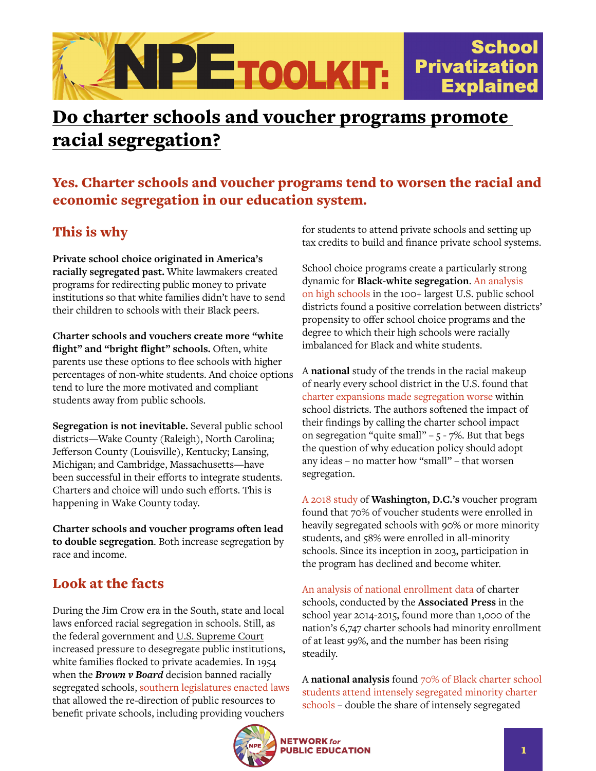# NPE TOOLKIT: School Privatization Explained

## Do charter schools and voucher programs promote racial segregation?

### Yes. Charter schools and voucher programs tend to worsen the racial and economic segregation in our education system.

## This is why

**Private school choice originated in America's racially segregated past.** White lawmakers created programs for redirecting public money to private institutions so that white families didn't have to send their children to schools with their Black peers.

**Charter schools and vouchers create more "white flight" and "bright flight" schools.** Often, white parents use these options to flee schools with higher percentages of non-white students. And choice options tend to lure the more motivated and compliant students away from public schools.

**Segregation is not inevitable.** Several public school districts—Wake County (Raleigh), North Carolina; Jefferson County (Louisville), Kentucky; Lansing, Michigan; and Cambridge, Massachusetts—have been successful in their efforts to integrate students. Charters and choice will undo such efforts. This is happening in Wake County today.

**Charter schools and voucher programs often lead to double segregation**. Both increase segregation by race and income.

## Look at the facts

During the Jim Crow era in the South, state and local laws enforced racial segregation in schools. Still, as the federal government and U.S. Supreme Court increased pressure to desegregate public institutions, white families flocked to private academies. In 1954 when the ***Brown v Board*** decision banned racially segregated schools, southern legislatures enacted laws that allowed the re-direction of public resources to benefit private schools, including providing vouchers for students to attend private schools and setting up tax credits to build and finance private school systems.

School choice programs create a particularly strong dynamic for **Black-white segregation**. An analysis on high schools in the 100+ largest U.S. public school districts found a positive correlation between districts' propensity to offer school choice programs and the degree to which their high schools were racially imbalanced for Black and white students.

A **national** study of the trends in the racial makeup of nearly every school district in the U.S. found that charter expansions made segregation worse within school districts. The authors softened the impact of their findings by calling the charter school impact on segregation "quite small" – 5 - 7%. But that begs the question of why education policy should adopt any ideas – no matter how "small" – that worsen segregation.

A 2018 study of **Washington, D.C.'s** voucher program found that 70% of voucher students were enrolled in heavily segregated schools with 90% or more minority students, and 58% were enrolled in all-minority schools. Since its inception in 2003, participation in the program has declined and become whiter.

An analysis of national enrollment data of charter schools, conducted by the **Associated Press** in the school year 2014-2015, found more than 1,000 of the nation's 6,747 charter schools had minority enrollment of at least 99%, and the number has been rising steadily.

A **national analysis** found 70% of Black charter school students attend intensely segregated minority charter schools – double the share of intensely segregated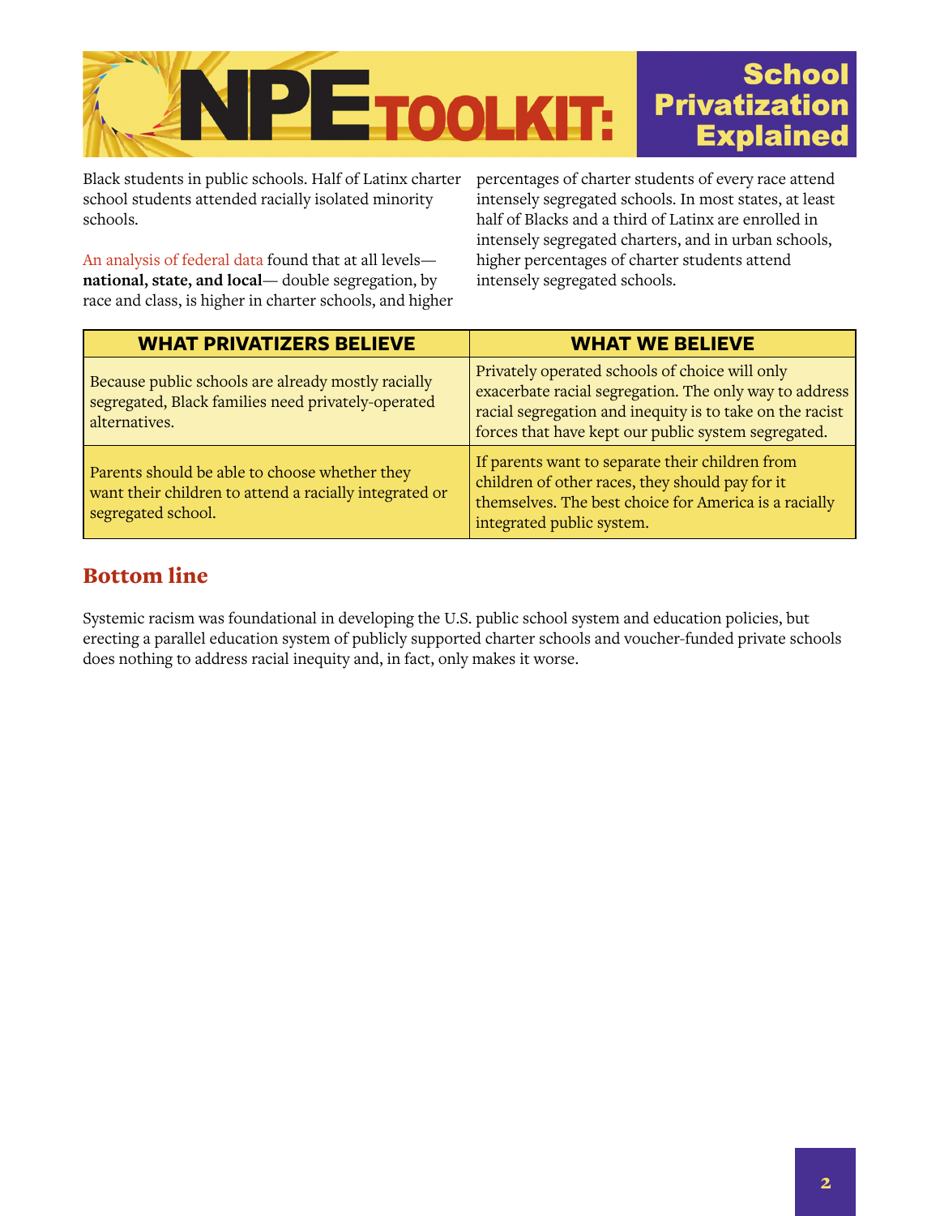Black students in public schools. Half of Latinx charter school students attended racially isolated minority schools.

An analysis of federal data found that at all levels— **national, state, and local**— double segregation, by race and class, is higher in charter schools, and higher percentages of charter students of every race attend intensely segregated schools. In most states, at least half of Blacks and a third of Latinx are enrolled in intensely segregated charters, and in urban schools, higher percentages of charter students attend intensely segregated schools.

| WHAT PRIVATIZERS BELIEVE | WHAT WE BELIEVE |
|---|---|
| Because public schools are already mostly racially segregated, Black families need privately-operated alternatives. | Privately operated schools of choice will only exacerbate racial segregation. The only way to address racial segregation and inequity is to take on the racist forces that have kept our public system segregated. |
| Parents should be able to choose whether they want their children to attend a racially integrated or segregated school. | If parents want to separate their children from children of other races, they should pay for it themselves. The best choice for America is a racially integrated public system. |

## Bottom line

Systemic racism was foundational in developing the U.S. public school system and education policies, but erecting a parallel education system of publicly supported charter schools and voucher-funded private schools does nothing to address racial inequity and, in fact, only makes it worse.